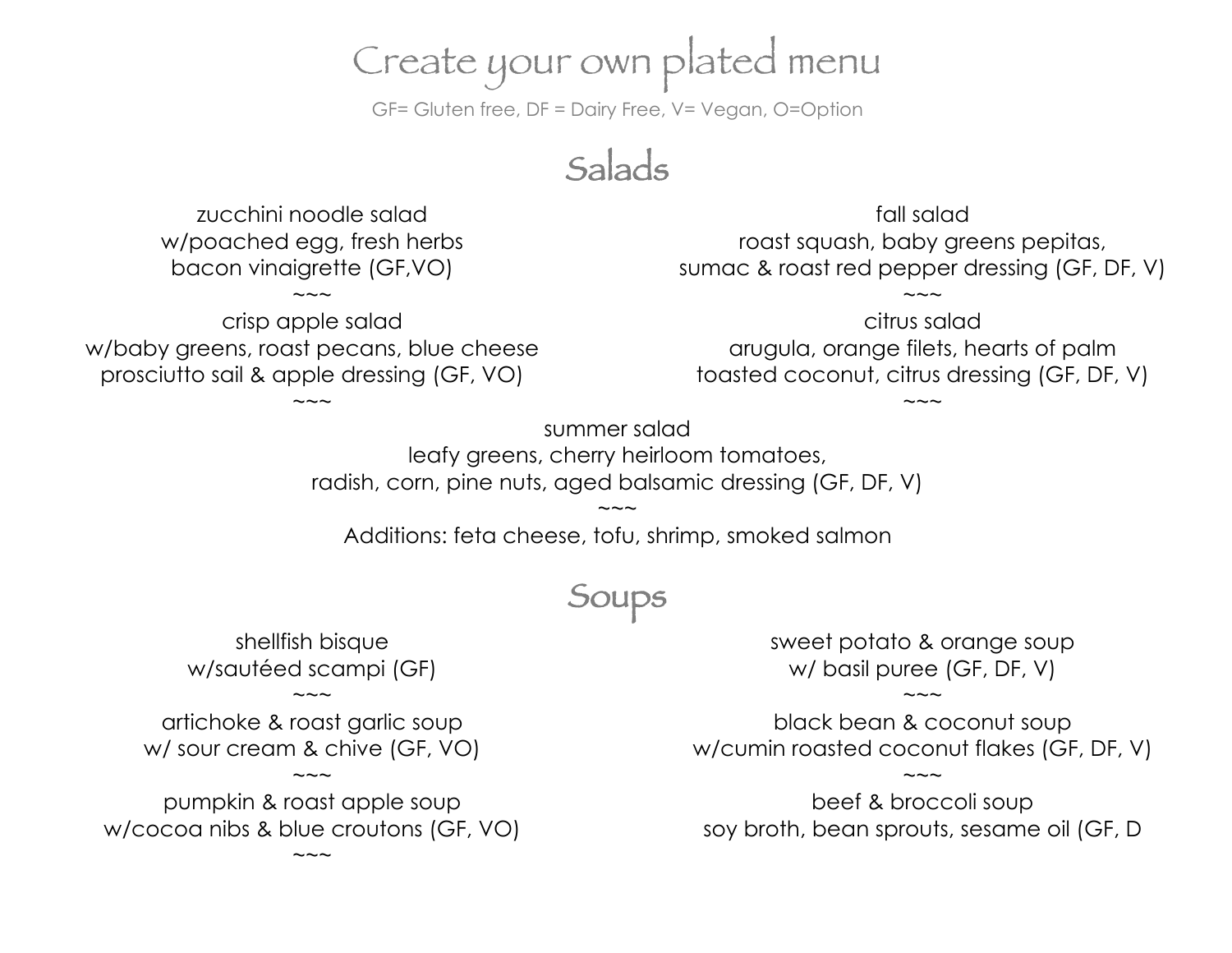# Create your own plated menu

GF= Gluten free, DF = Dairy Free, V= Vegan, O=Option

## Salads

zucchini noodle salad
w/poached egg, fresh herbs
bacon vinaigrette (GF,VO)

~~~

crisp apple salad
w/baby greens, roast pecans, blue cheese
prosciutto sail & apple dressing (GF, VO)

~~~

fall salad
roast squash, baby greens pepitas,
sumac & roast red pepper dressing (GF, DF, V)

~~~

citrus salad
arugula, orange filets, hearts of palm
toasted coconut, citrus dressing (GF, DF, V)

~~~

summer salad
leafy greens, cherry heirloom tomatoes,
radish, corn, pine nuts, aged balsamic dressing (GF, DF, V)

~~~

Additions: feta cheese, tofu, shrimp, smoked salmon

## Soups

shellfish bisque
w/sautéed scampi (GF)

~~~

artichoke & roast garlic soup
w/ sour cream & chive (GF, VO)

~~~

pumpkin & roast apple soup
w/cocoa nibs & blue croutons (GF, VO)

~~~

sweet potato & orange soup
w/ basil puree (GF, DF, V)

~~~

black bean & coconut soup
w/cumin roasted coconut flakes (GF, DF, V)

~~~

beef & broccoli soup
soy broth, bean sprouts, sesame oil (GF, D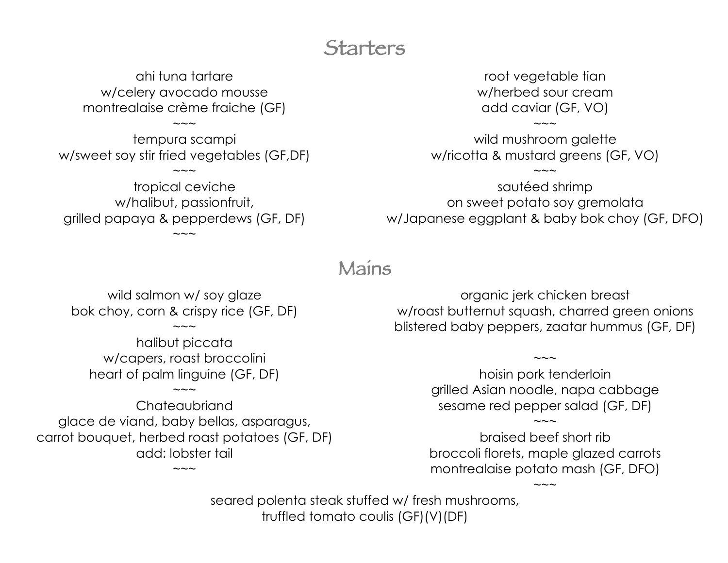## Starters

ahi tuna tartare
w/celery avocado mousse
montrealaise crème fraiche (GF)

~~~

tempura scampi
w/sweet soy stir fried vegetables (GF,DF)

~~~

tropical ceviche
w/halibut, passionfruit,
grilled papaya & pepperdews (GF, DF)

~~~

root vegetable tian
w/herbed sour cream
add caviar (GF, VO)

~~~

wild mushroom galette
w/ricotta & mustard greens (GF, VO)

~~~

sautéed shrimp
on sweet potato soy gremolata
w/Japanese eggplant & baby bok choy (GF, DFO)

## Mains

wild salmon w/ soy glaze
bok choy, corn & crispy rice (GF, DF)

~~~

halibut piccata
w/capers, roast broccolini
heart of palm linguine (GF, DF)

~~~

Chateaubriand
glace de viand, baby bellas, asparagus,
carrot bouquet, herbed roast potatoes (GF, DF)
add: lobster tail

~~~

organic jerk chicken breast
w/roast butternut squash, charred green onions
blistered baby peppers, zaatar hummus (GF, DF)

~~~

hoisin pork tenderloin
grilled Asian noodle, napa cabbage
sesame red pepper salad (GF, DF)

~~~

braised beef short rib
broccoli florets, maple glazed carrots
montrealaise potato mash (GF, DFO)

~~~

seared polenta steak stuffed w/ fresh mushrooms,
truffled tomato coulis (GF)(V)(DF)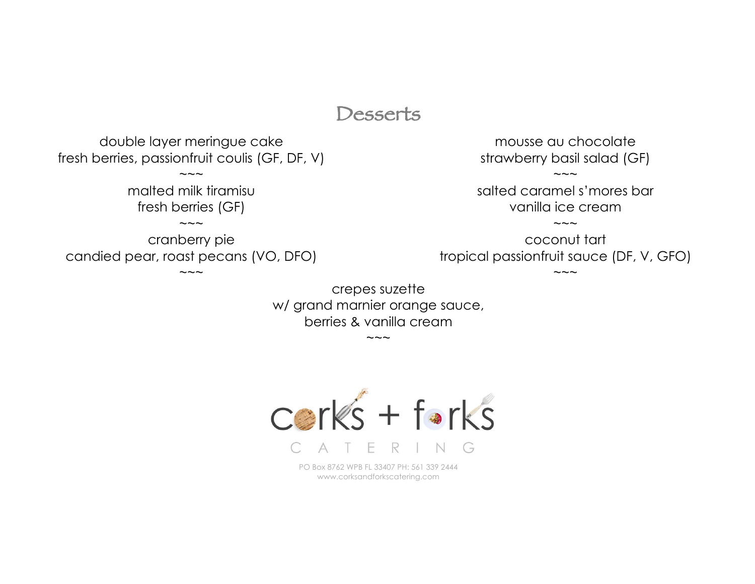# Desserts

double layer meringue cake
fresh berries, passionfruit coulis (GF, DF, V)

~~~

malted milk tiramisu
fresh berries (GF)

~~~

cranberry pie
candied pear, roast pecans (VO, DFO)

~~~

mousse au chocolate
strawberry basil salad (GF)

~~~

salted caramel s'mores bar
vanilla ice cream

~~~

coconut tart
tropical passionfruit sauce (DF, V, GFO)

~~~

crepes suzette
w/ grand marnier orange sauce,
berries & vanilla cream

~~~

corks + forks
CATERING

PO Box 8762 WPB FL 33407 PH: 561 339 2444
www.corksandforkscatering.com